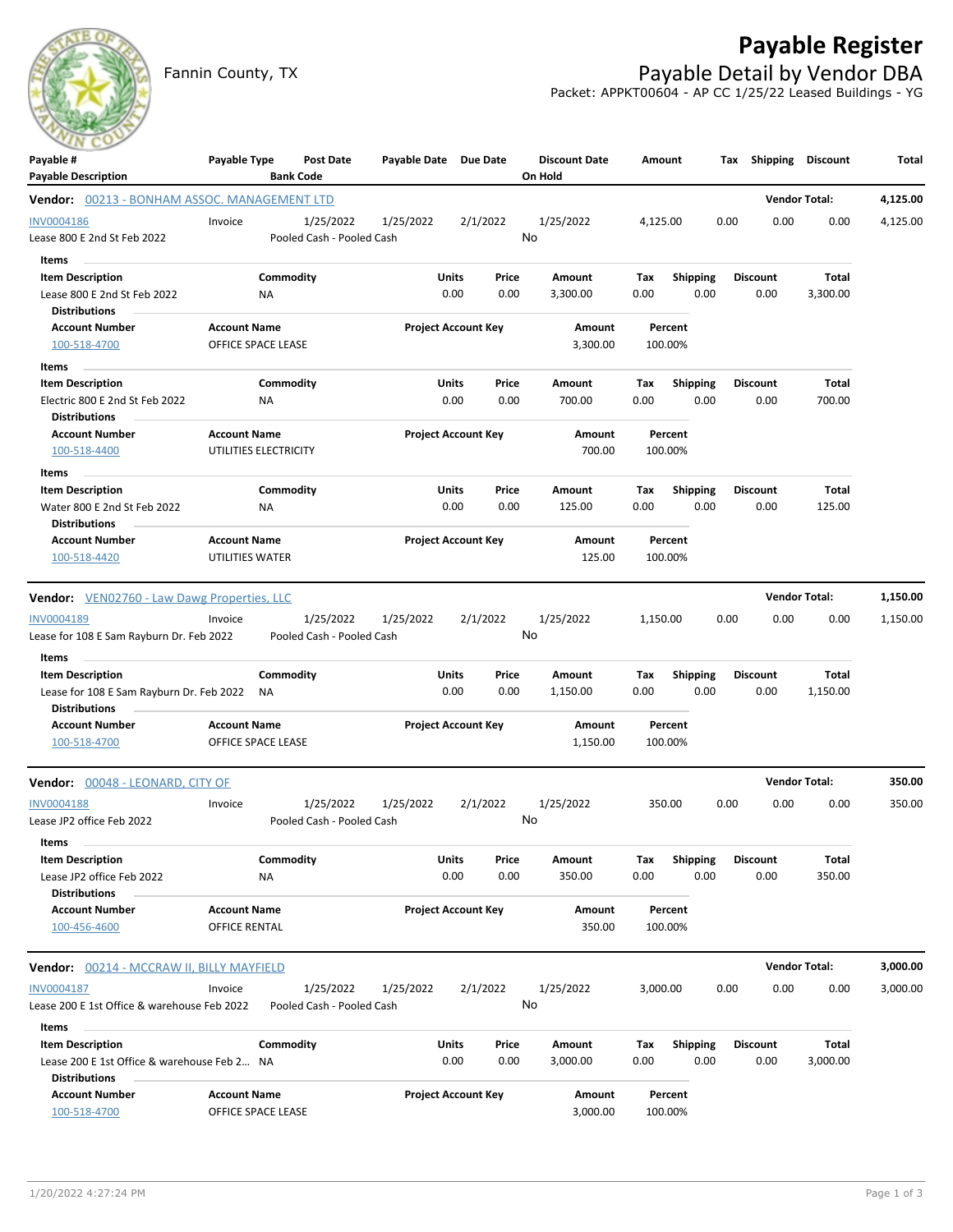# Payable Register

Fannin County, TX

## Payable Detail by Vendor DBA

Packet: APPKT00604 - AP CC 1/25/22 Leased Buildings - YG

| Payable # / Payable Description | Payable Type | Post Date / Bank Code | Payable Date | Due Date | Discount Date / On Hold | Amount | Tax | Shipping | Discount | Total |
|---|---|---|---|---|---|---|---|---|---|---|

### Vendor: 00213 - BONHAM ASSOC. MANAGEMENT LTD — Vendor Total: 4,125.00

| Payable # | Payable Type | Post Date | Payable Date | Due Date | Discount Date | Amount | Tax | Shipping | Discount | Total |
|---|---|---|---|---|---|---|---|---|---|---|
| INV0004186 | Invoice | 1/25/2022 | 1/25/2022 | 2/1/2022 | 1/25/2022 | 4,125.00 | 0.00 | 0.00 | 0.00 | 4,125.00 |
| Lease 800 E 2nd St Feb 2022 | | Pooled Cash - Pooled Cash | | | No | | | | | |

**Items**

| Item Description | Commodity | Units | Price | Amount | Tax | Shipping | Discount | Total |
|---|---|---|---|---|---|---|---|---|
| Lease 800 E 2nd St Feb 2022 | NA | 0.00 | 0.00 | 3,300.00 | 0.00 | 0.00 | 0.00 | 3,300.00 |

**Distributions**

| Account Number | Account Name | Project Account Key | Amount | Percent |
|---|---|---|---|---|
| 100-518-4700 | OFFICE SPACE LEASE | | 3,300.00 | 100.00% |

**Items**

| Item Description | Commodity | Units | Price | Amount | Tax | Shipping | Discount | Total |
|---|---|---|---|---|---|---|---|---|
| Electric 800 E 2nd St Feb 2022 | NA | 0.00 | 0.00 | 700.00 | 0.00 | 0.00 | 0.00 | 700.00 |

**Distributions**

| Account Number | Account Name | Project Account Key | Amount | Percent |
|---|---|---|---|---|
| 100-518-4400 | UTILITIES ELECTRICITY | | 700.00 | 100.00% |

**Items**

| Item Description | Commodity | Units | Price | Amount | Tax | Shipping | Discount | Total |
|---|---|---|---|---|---|---|---|---|
| Water 800 E 2nd St Feb 2022 | NA | 0.00 | 0.00 | 125.00 | 0.00 | 0.00 | 0.00 | 125.00 |

**Distributions**

| Account Number | Account Name | Project Account Key | Amount | Percent |
|---|---|---|---|---|
| 100-518-4420 | UTILITIES WATER | | 125.00 | 100.00% |

### Vendor: VEN02760 - Law Dawg Properties, LLC — Vendor Total: 1,150.00

| Payable # | Payable Type | Post Date | Payable Date | Due Date | Discount Date | Amount | Tax | Shipping | Discount | Total |
|---|---|---|---|---|---|---|---|---|---|---|
| INV0004189 | Invoice | 1/25/2022 | 1/25/2022 | 2/1/2022 | 1/25/2022 | 1,150.00 | 0.00 | 0.00 | 0.00 | 1,150.00 |
| Lease for 108 E Sam Rayburn Dr. Feb 2022 | | Pooled Cash - Pooled Cash | | | No | | | | | |

**Items**

| Item Description | Commodity | Units | Price | Amount | Tax | Shipping | Discount | Total |
|---|---|---|---|---|---|---|---|---|
| Lease for 108 E Sam Rayburn Dr. Feb 2022 | NA | 0.00 | 0.00 | 1,150.00 | 0.00 | 0.00 | 0.00 | 1,150.00 |

**Distributions**

| Account Number | Account Name | Project Account Key | Amount | Percent |
|---|---|---|---|---|
| 100-518-4700 | OFFICE SPACE LEASE | | 1,150.00 | 100.00% |

### Vendor: 00048 - LEONARD, CITY OF — Vendor Total: 350.00

| Payable # | Payable Type | Post Date | Payable Date | Due Date | Discount Date | Amount | Tax | Shipping | Discount | Total |
|---|---|---|---|---|---|---|---|---|---|---|
| INV0004188 | Invoice | 1/25/2022 | 1/25/2022 | 2/1/2022 | 1/25/2022 | 350.00 | 0.00 | 0.00 | 0.00 | 350.00 |
| Lease JP2 office Feb 2022 | | Pooled Cash - Pooled Cash | | | No | | | | | |

**Items**

| Item Description | Commodity | Units | Price | Amount | Tax | Shipping | Discount | Total |
|---|---|---|---|---|---|---|---|---|
| Lease JP2 office Feb 2022 | NA | 0.00 | 0.00 | 350.00 | 0.00 | 0.00 | 0.00 | 350.00 |

**Distributions**

| Account Number | Account Name | Project Account Key | Amount | Percent |
|---|---|---|---|---|
| 100-456-4600 | OFFICE RENTAL | | 350.00 | 100.00% |

### Vendor: 00214 - MCCRAW II, BILLY MAYFIELD — Vendor Total: 3,000.00

| Payable # | Payable Type | Post Date | Payable Date | Due Date | Discount Date | Amount | Tax | Shipping | Discount | Total |
|---|---|---|---|---|---|---|---|---|---|---|
| INV0004187 | Invoice | 1/25/2022 | 1/25/2022 | 2/1/2022 | 1/25/2022 | 3,000.00 | 0.00 | 0.00 | 0.00 | 3,000.00 |
| Lease 200 E 1st Office & warehouse Feb 2022 | | Pooled Cash - Pooled Cash | | | No | | | | | |

**Items**

| Item Description | Commodity | Units | Price | Amount | Tax | Shipping | Discount | Total |
|---|---|---|---|---|---|---|---|---|
| Lease 200 E 1st Office & warehouse Feb 2... | NA | 0.00 | 0.00 | 3,000.00 | 0.00 | 0.00 | 0.00 | 3,000.00 |

**Distributions**

| Account Number | Account Name | Project Account Key | Amount | Percent |
|---|---|---|---|---|
| 100-518-4700 | OFFICE SPACE LEASE | | 3,000.00 | 100.00% |

1/20/2022 4:27:24 PM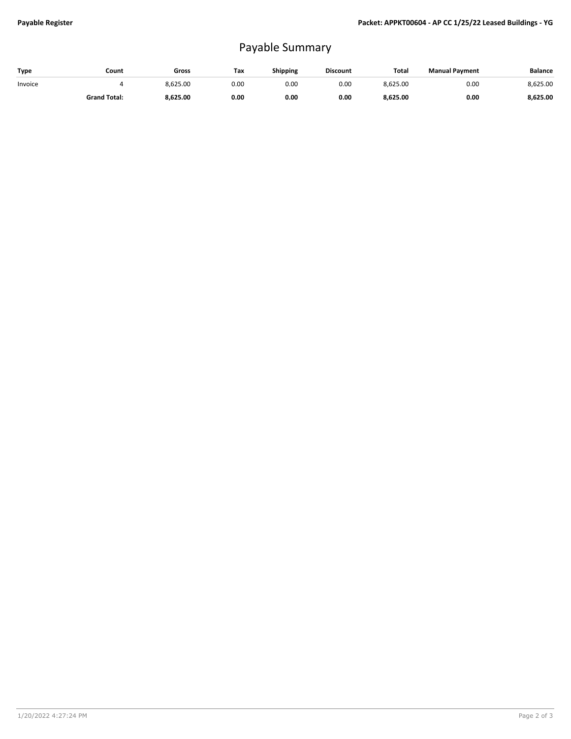# Payable Summary

| Type | Count | Gross | Tax | Shipping | Discount | Total | Manual Payment | Balance |
|---|---|---|---|---|---|---|---|---|
| Invoice | 4 | 8,625.00 | 0.00 | 0.00 | 0.00 | 8,625.00 | 0.00 | 8,625.00 |
| | **Grand Total:** | **8,625.00** | **0.00** | **0.00** | **0.00** | **8,625.00** | **0.00** | **8,625.00** |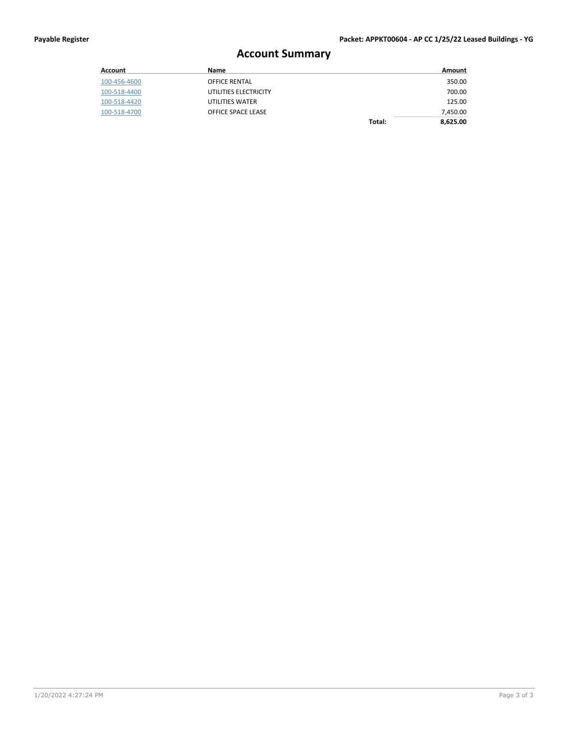# Account Summary

| Account | Name | | Amount |
|---|---|---|---|
| 100-456-4600 | OFFICE RENTAL | | 350.00 |
| 100-518-4400 | UTILITIES ELECTRICITY | | 700.00 |
| 100-518-4420 | UTILITIES WATER | | 125.00 |
| 100-518-4700 | OFFICE SPACE LEASE | | 7,450.00 |
| | | **Total:** | **8,625.00** |